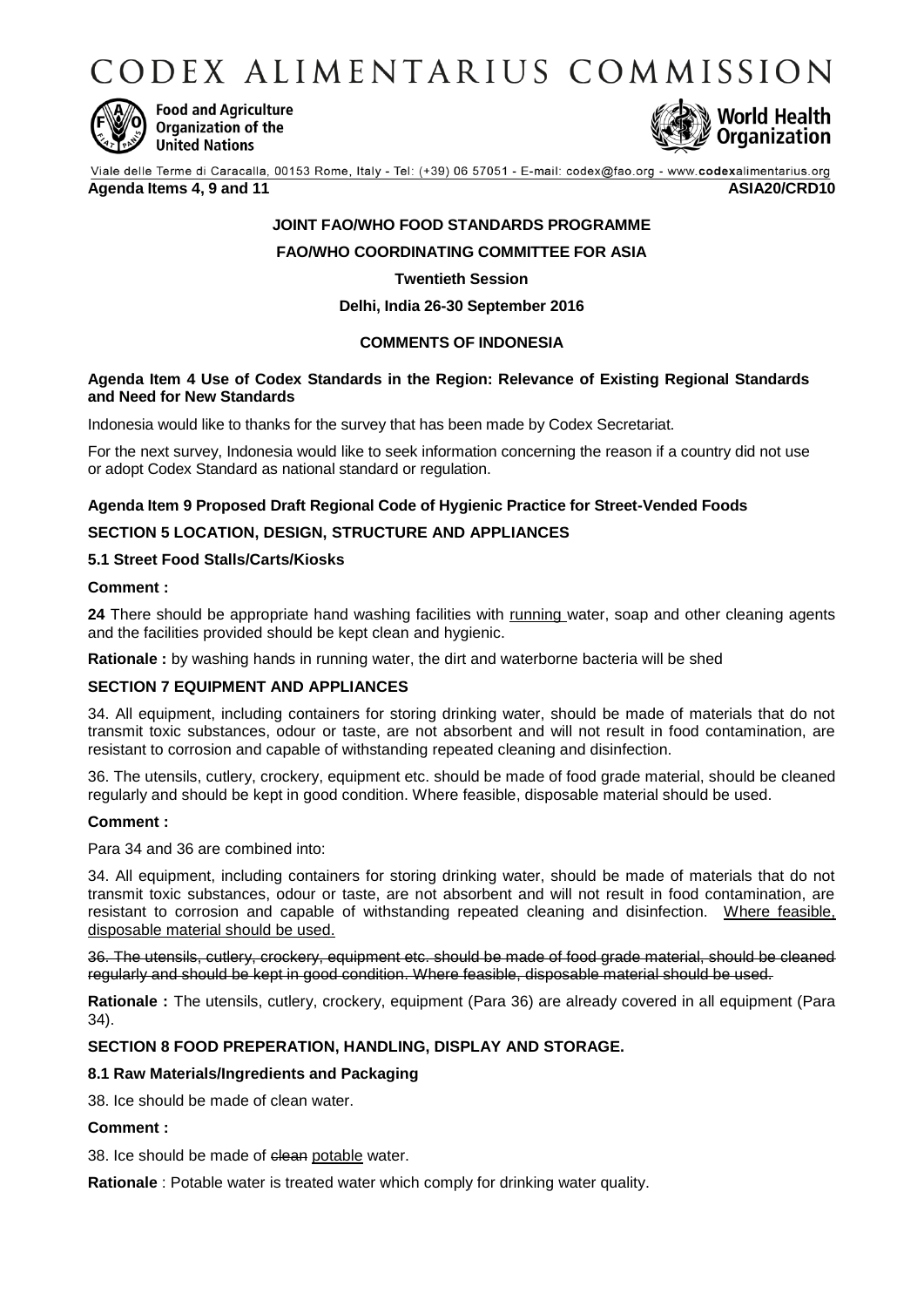# CODEX ALIMENTARIUS COMMISSION

Food and Agriculture Organization of the United Nations

World Health Organization

Viale delle Terme di Caracalla, 00153 Rome, Italy - Tel: (+39) 06 57051 - E-mail: codex@fao.org - www.codexalimentarius.org

**Agenda Items 4, 9 and 11** **ASIA20/CRD10**

**JOINT FAO/WHO FOOD STANDARDS PROGRAMME**

**FAO/WHO COORDINATING COMMITTEE FOR ASIA**

**Twentieth Session**

**Delhi, India 26-30 September 2016**

**COMMENTS OF INDONESIA**

### Agenda Item 4 Use of Codex Standards in the Region: Relevance of Existing Regional Standards and Need for New Standards

Indonesia would like to thanks for the survey that has been made by Codex Secretariat.

For the next survey, Indonesia would like to seek information concerning the reason if a country did not use or adopt Codex Standard as national standard or regulation.

### Agenda Item 9 Proposed Draft Regional Code of Hygienic Practice for Street-Vended Foods

### SECTION 5 LOCATION, DESIGN, STRUCTURE AND APPLIANCES

#### 5.1 Street Food Stalls/Carts/Kiosks

**Comment :**

**24** There should be appropriate hand washing facilities with <u>running</u> water, soap and other cleaning agents and the facilities provided should be kept clean and hygienic.

**Rationale :** by washing hands in running water, the dirt and waterborne bacteria will be shed

### SECTION 7 EQUIPMENT AND APPLIANCES

34. All equipment, including containers for storing drinking water, should be made of materials that do not transmit toxic substances, odour or taste, are not absorbent and will not result in food contamination, are resistant to corrosion and capable of withstanding repeated cleaning and disinfection.

36. The utensils, cutlery, crockery, equipment etc. should be made of food grade material, should be cleaned regularly and should be kept in good condition. Where feasible, disposable material should be used.

**Comment :**

Para 34 and 36 are combined into:

34. All equipment, including containers for storing drinking water, should be made of materials that do not transmit toxic substances, odour or taste, are not absorbent and will not result in food contamination, are resistant to corrosion and capable of withstanding repeated cleaning and disinfection. <u>Where feasible, disposable material should be used.</u>

~~36. The utensils, cutlery, crockery, equipment etc. should be made of food grade material, should be cleaned regularly and should be kept in good condition. Where feasible, disposable material should be used.~~

**Rationale :** The utensils, cutlery, crockery, equipment (Para 36) are already covered in all equipment (Para 34).

### SECTION 8 FOOD PREPERATION, HANDLING, DISPLAY AND STORAGE.

#### 8.1 Raw Materials/Ingredients and Packaging

38. Ice should be made of clean water.

**Comment :**

38. Ice should be made of ~~clean~~ <u>potable</u> water.

**Rationale** : Potable water is treated water which comply for drinking water quality.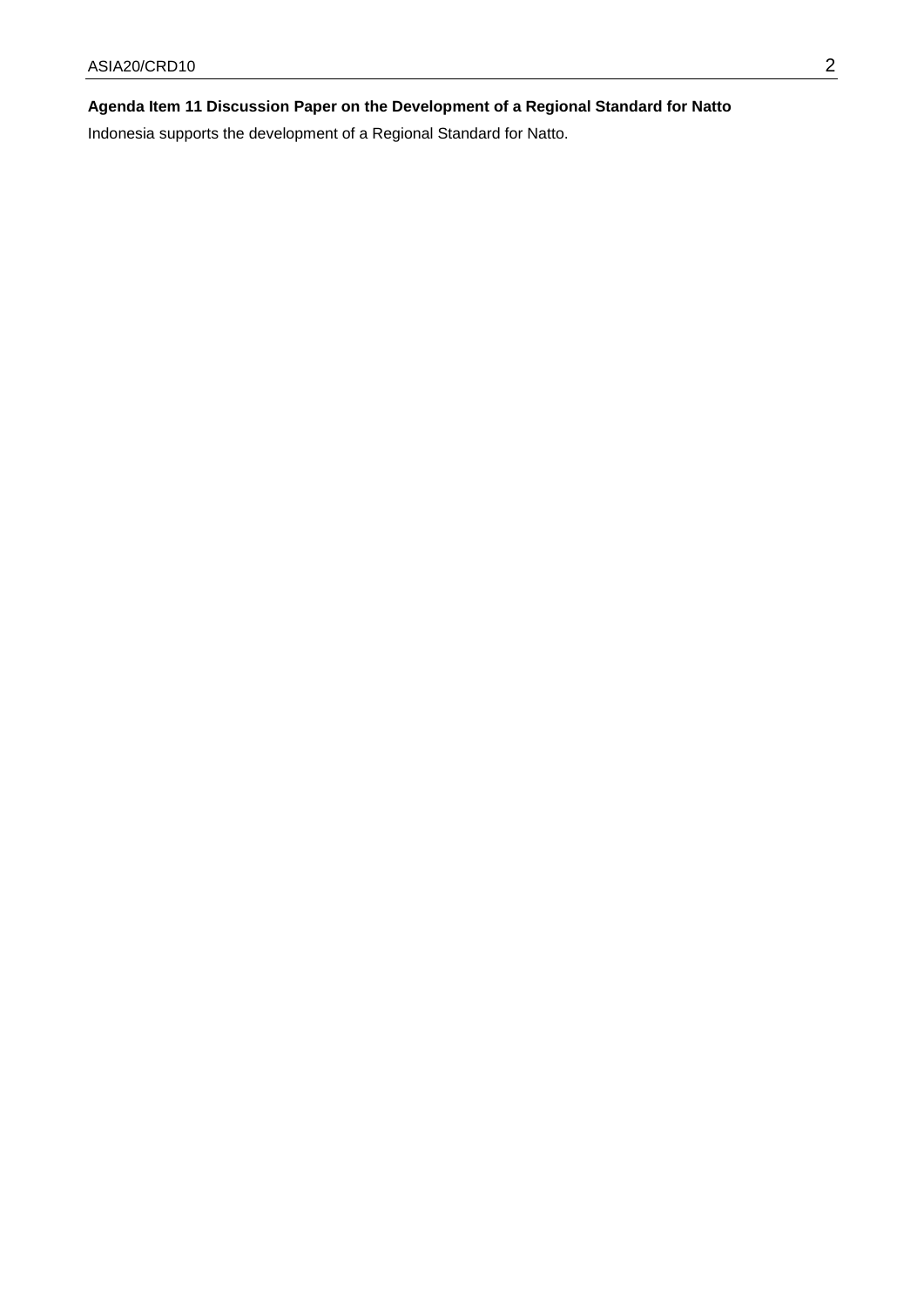**Agenda Item 11 Discussion Paper on the Development of a Regional Standard for Natto**

Indonesia supports the development of a Regional Standard for Natto.